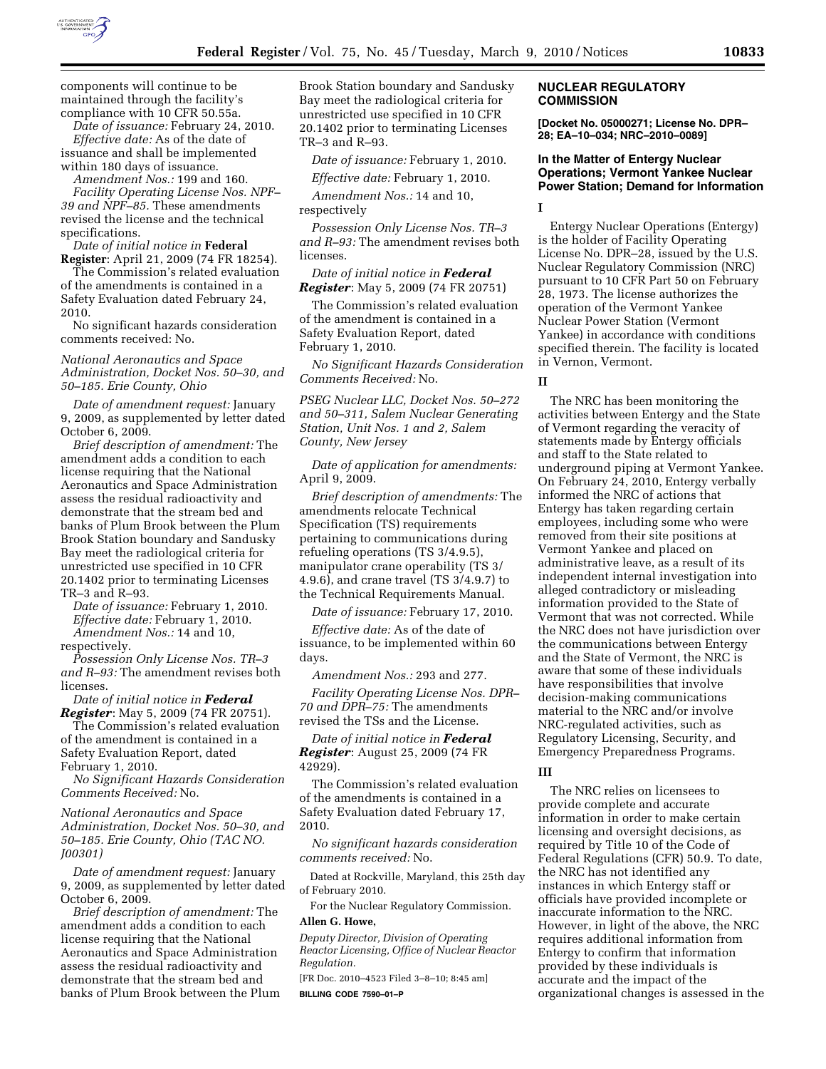components will continue to be maintained through the facility's compliance with 10 CFR 50.55a.

*Date of issuance:* February 24, 2010.

*Effective date:* As of the date of issuance and shall be implemented within 180 days of issuance.

*Amendment Nos.:* 199 and 160.

*Facility Operating License Nos. NPF–39 and NPF–85.* These amendments revised the license and the technical specifications.

*Date of initial notice in* **Federal Register**: April 21, 2009 (74 FR 18254).

The Commission's related evaluation of the amendments is contained in a Safety Evaluation dated February 24, 2010.

No significant hazards consideration comments received: No.

*National Aeronautics and Space Administration, Docket Nos. 50–30, and 50–185. Erie County, Ohio*

*Date of amendment request:* January 9, 2009, as supplemented by letter dated October 6, 2009.

*Brief description of amendment:* The amendment adds a condition to each license requiring that the National Aeronautics and Space Administration assess the residual radioactivity and demonstrate that the stream bed and banks of Plum Brook between the Plum Brook Station boundary and Sandusky Bay meet the radiological criteria for unrestricted use specified in 10 CFR 20.1402 prior to terminating Licenses TR–3 and R–93.

*Date of issuance:* February 1, 2010.

*Effective date:* February 1, 2010.

*Amendment Nos.:* 14 and 10, respectively.

*Possession Only License Nos. TR–3 and R–93:* The amendment revises both licenses.

*Date of initial notice in* ***Federal Register***: May 5, 2009 (74 FR 20751).

The Commission's related evaluation of the amendment is contained in a Safety Evaluation Report, dated February 1, 2010.

*No Significant Hazards Consideration Comments Received:* No.

*National Aeronautics and Space Administration, Docket Nos. 50–30, and 50–185. Erie County, Ohio (TAC NO. J00301)*

*Date of amendment request:* January 9, 2009, as supplemented by letter dated October 6, 2009.

*Brief description of amendment:* The amendment adds a condition to each license requiring that the National Aeronautics and Space Administration assess the residual radioactivity and demonstrate that the stream bed and banks of Plum Brook between the Plum Brook Station boundary and Sandusky Bay meet the radiological criteria for unrestricted use specified in 10 CFR 20.1402 prior to terminating Licenses TR–3 and R–93.

*Date of issuance:* February 1, 2010.

*Effective date:* February 1, 2010.

*Amendment Nos.:* 14 and 10, respectively

*Possession Only License Nos. TR–3 and R–93:* The amendment revises both licenses.

*Date of initial notice in* ***Federal Register***: May 5, 2009 (74 FR 20751)

The Commission's related evaluation of the amendment is contained in a Safety Evaluation Report, dated February 1, 2010.

*No Significant Hazards Consideration Comments Received:* No.

*PSEG Nuclear LLC, Docket Nos. 50–272 and 50–311, Salem Nuclear Generating Station, Unit Nos. 1 and 2, Salem County, New Jersey*

*Date of application for amendments:* April 9, 2009.

*Brief description of amendments:* The amendments relocate Technical Specification (TS) requirements pertaining to communications during refueling operations (TS 3/4.9.5), manipulator crane operability (TS 3/4.9.6), and crane travel (TS 3/4.9.7) to the Technical Requirements Manual.

*Date of issuance:* February 17, 2010.

*Effective date:* As of the date of issuance, to be implemented within 60 days.

*Amendment Nos.:* 293 and 277.

*Facility Operating License Nos. DPR–70 and DPR–75:* The amendments revised the TSs and the License.

*Date of initial notice in* ***Federal Register***: August 25, 2009 (74 FR 42929).

The Commission's related evaluation of the amendments is contained in a Safety Evaluation dated February 17, 2010.

*No significant hazards consideration comments received:* No.

Dated at Rockville, Maryland, this 25th day of February 2010.

For the Nuclear Regulatory Commission.

**Allen G. Howe,**

*Deputy Director, Division of Operating Reactor Licensing, Office of Nuclear Reactor Regulation.*

[FR Doc. 2010–4523 Filed 3–8–10; 8:45 am]

**BILLING CODE 7590–01–P**

## NUCLEAR REGULATORY COMMISSION

**[Docket No. 05000271; License No. DPR–28; EA–10–034; NRC–2010–0089]**

### In the Matter of Entergy Nuclear Operations; Vermont Yankee Nuclear Power Station; Demand for Information

**I**

Entergy Nuclear Operations (Entergy) is the holder of Facility Operating License No. DPR–28, issued by the U.S. Nuclear Regulatory Commission (NRC) pursuant to 10 CFR Part 50 on February 28, 1973. The license authorizes the operation of the Vermont Yankee Nuclear Power Station (Vermont Yankee) in accordance with conditions specified therein. The facility is located in Vernon, Vermont.

**II**

The NRC has been monitoring the activities between Entergy and the State of Vermont regarding the veracity of statements made by Entergy officials and staff to the State related to underground piping at Vermont Yankee. On February 24, 2010, Entergy verbally informed the NRC of actions that Entergy has taken regarding certain employees, including some who were removed from their site positions at Vermont Yankee and placed on administrative leave, as a result of its independent internal investigation into alleged contradictory or misleading information provided to the State of Vermont that was not corrected. While the NRC does not have jurisdiction over the communications between Entergy and the State of Vermont, the NRC is aware that some of these individuals have responsibilities that involve decision-making communications material to the NRC and/or involve NRC-regulated activities, such as Regulatory Licensing, Security, and Emergency Preparedness Programs.

**III**

The NRC relies on licensees to provide complete and accurate information in order to make certain licensing and oversight decisions, as required by Title 10 of the Code of Federal Regulations (CFR) 50.9. To date, the NRC has not identified any instances in which Entergy staff or officials have provided incomplete or inaccurate information to the NRC. However, in light of the above, the NRC requires additional information from Entergy to confirm that information provided by these individuals is accurate and the impact of the organizational changes is assessed in the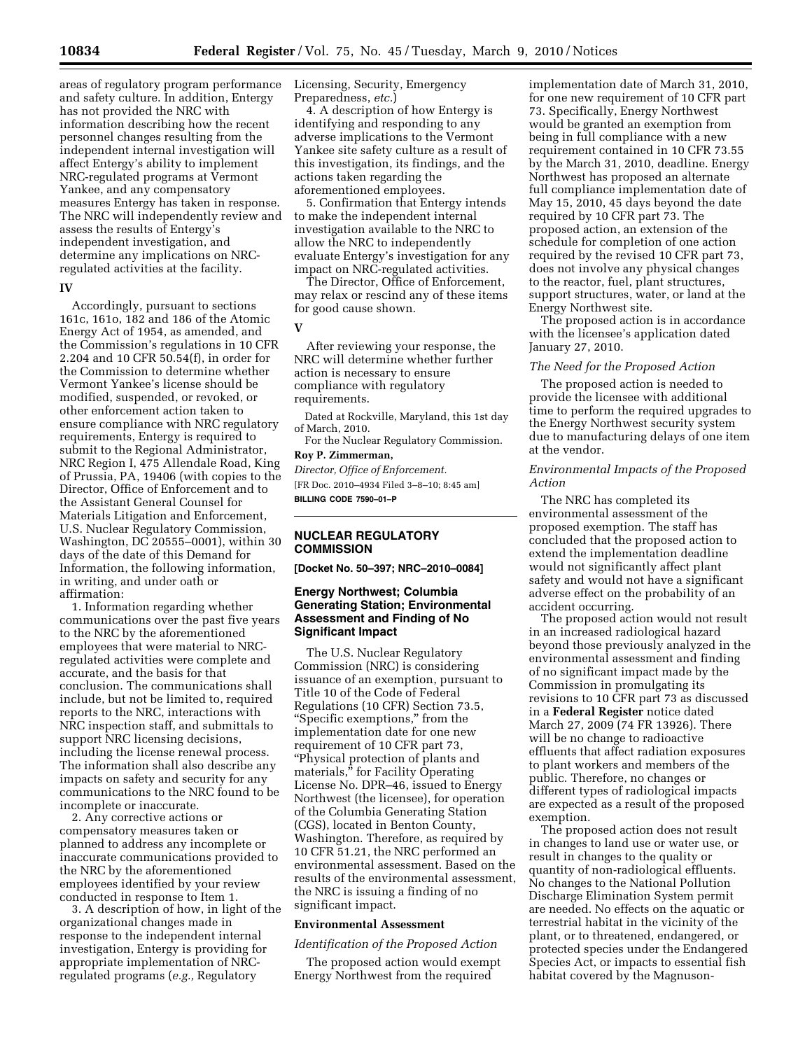areas of regulatory program performance and safety culture. In addition, Entergy has not provided the NRC with information describing how the recent personnel changes resulting from the independent internal investigation will affect Entergy's ability to implement NRC-regulated programs at Vermont Yankee, and any compensatory measures Entergy has taken in response. The NRC will independently review and assess the results of Entergy's independent investigation, and determine any implications on NRC-regulated activities at the facility.

## IV

Accordingly, pursuant to sections 161c, 161o, 182 and 186 of the Atomic Energy Act of 1954, as amended, and the Commission's regulations in 10 CFR 2.204 and 10 CFR 50.54(f), in order for the Commission to determine whether Vermont Yankee's license should be modified, suspended, or revoked, or other enforcement action taken to ensure compliance with NRC regulatory requirements, Entergy is required to submit to the Regional Administrator, NRC Region I, 475 Allendale Road, King of Prussia, PA, 19406 (with copies to the Director, Office of Enforcement and to the Assistant General Counsel for Materials Litigation and Enforcement, U.S. Nuclear Regulatory Commission, Washington, DC 20555–0001), within 30 days of the date of this Demand for Information, the following information, in writing, and under oath or affirmation:

1. Information regarding whether communications over the past five years to the NRC by the aforementioned employees that were material to NRC-regulated activities were complete and accurate, and the basis for that conclusion. The communications shall include, but not be limited to, required reports to the NRC, interactions with NRC inspection staff, and submittals to support NRC licensing decisions, including the license renewal process. The information shall also describe any impacts on safety and security for any communications to the NRC found to be incomplete or inaccurate.

2. Any corrective actions or compensatory measures taken or planned to address any incomplete or inaccurate communications provided to the NRC by the aforementioned employees identified by your review conducted in response to Item 1.

3. A description of how, in light of the organizational changes made in response to the independent internal investigation, Entergy is providing for appropriate implementation of NRC-regulated programs (*e.g.,* Regulatory Licensing, Security, Emergency Preparedness, *etc.*)

4. A description of how Entergy is identifying and responding to any adverse implications to the Vermont Yankee site safety culture as a result of this investigation, its findings, and the actions taken regarding the aforementioned employees.

5. Confirmation that Entergy intends to make the independent internal investigation available to the NRC to allow the NRC to independently evaluate Entergy's investigation for any impact on NRC-regulated activities.

The Director, Office of Enforcement, may relax or rescind any of these items for good cause shown.

## V

After reviewing your response, the NRC will determine whether further action is necessary to ensure compliance with regulatory requirements.

Dated at Rockville, Maryland, this 1st day of March, 2010.

For the Nuclear Regulatory Commission.

**Roy P. Zimmerman,**

*Director, Office of Enforcement.*

[FR Doc. 2010–4934 Filed 3–8–10; 8:45 am]

**BILLING CODE 7590–01–P**

---

## NUCLEAR REGULATORY COMMISSION

**[Docket No. 50–397; NRC–2010–0084]**

## Energy Northwest; Columbia Generating Station; Environmental Assessment and Finding of No Significant Impact

The U.S. Nuclear Regulatory Commission (NRC) is considering issuance of an exemption, pursuant to Title 10 of the Code of Federal Regulations (10 CFR) Section 73.5, "Specific exemptions," from the implementation date for one new requirement of 10 CFR part 73, "Physical protection of plants and materials," for Facility Operating License No. DPR–46, issued to Energy Northwest (the licensee), for operation of the Columbia Generating Station (CGS), located in Benton County, Washington. Therefore, as required by 10 CFR 51.21, the NRC performed an environmental assessment. Based on the results of the environmental assessment, the NRC is issuing a finding of no significant impact.

### Environmental Assessment

*Identification of the Proposed Action*

The proposed action would exempt Energy Northwest from the required implementation date of March 31, 2010, for one new requirement of 10 CFR part 73. Specifically, Energy Northwest would be granted an exemption from being in full compliance with a new requirement contained in 10 CFR 73.55 by the March 31, 2010, deadline. Energy Northwest has proposed an alternate full compliance implementation date of May 15, 2010, 45 days beyond the date required by 10 CFR part 73. The proposed action, an extension of the schedule for completion of one action required by the revised 10 CFR part 73, does not involve any physical changes to the reactor, fuel, plant structures, support structures, water, or land at the Energy Northwest site.

The proposed action is in accordance with the licensee's application dated January 27, 2010.

*The Need for the Proposed Action*

The proposed action is needed to provide the licensee with additional time to perform the required upgrades to the Energy Northwest security system due to manufacturing delays of one item at the vendor.

*Environmental Impacts of the Proposed Action*

The NRC has completed its environmental assessment of the proposed exemption. The staff has concluded that the proposed action to extend the implementation deadline would not significantly affect plant safety and would not have a significant adverse effect on the probability of an accident occurring.

The proposed action would not result in an increased radiological hazard beyond those previously analyzed in the environmental assessment and finding of no significant impact made by the Commission in promulgating its revisions to 10 CFR part 73 as discussed in a **Federal Register** notice dated March 27, 2009 (74 FR 13926). There will be no change to radioactive effluents that affect radiation exposures to plant workers and members of the public. Therefore, no changes or different types of radiological impacts are expected as a result of the proposed exemption.

The proposed action does not result in changes to land use or water use, or result in changes to the quality or quantity of non-radiological effluents. No changes to the National Pollution Discharge Elimination System permit are needed. No effects on the aquatic or terrestrial habitat in the vicinity of the plant, or to threatened, endangered, or protected species under the Endangered Species Act, or impacts to essential fish habitat covered by the Magnuson-